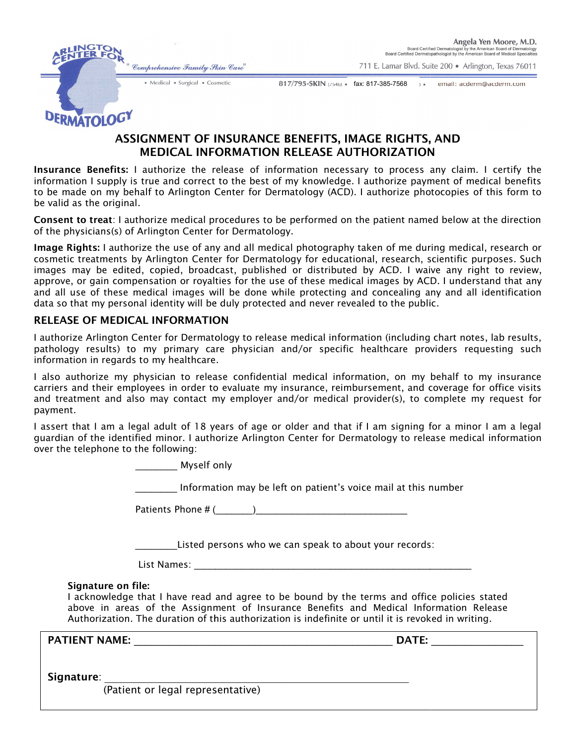ARLINGTON CENTER FOR DERMATOLOGY

" *Comprehensive Family Skin Care* "

• Medical • Surgical • Cosmetic

Angela Yen Moore, M.D.
Board Certified Dermatologist by the American Board of Dermatology
Board Certified Dermatopathologist by the American Board of Medical Specialties

711 E. Lamar Blvd. Suite 200 • Arlington, Texas 76011

817/795-SKIN (7546) • fax: 817-385-7568 • email: acderm@acderm.com

# ASSIGNMENT OF INSURANCE BENEFITS, IMAGE RIGHTS, AND MEDICAL INFORMATION RELEASE AUTHORIZATION

**Insurance Benefits:** I authorize the release of information necessary to process any claim. I certify the information I supply is true and correct to the best of my knowledge. I authorize payment of medical benefits to be made on my behalf to Arlington Center for Dermatology (ACD). I authorize photocopies of this form to be valid as the original.

**Consent to treat**: I authorize medical procedures to be performed on the patient named below at the direction of the physicians(s) of Arlington Center for Dermatology.

**Image Rights:** I authorize the use of any and all medical photography taken of me during medical, research or cosmetic treatments by Arlington Center for Dermatology for educational, research, scientific purposes. Such images may be edited, copied, broadcast, published or distributed by ACD. I waive any right to review, approve, or gain compensation or royalties for the use of these medical images by ACD. I understand that any and all use of these medical images will be done while protecting and concealing any and all identification data so that my personal identity will be duly protected and never revealed to the public.

## RELEASE OF MEDICAL INFORMATION

I authorize Arlington Center for Dermatology to release medical information (including chart notes, lab results, pathology results) to my primary care physician and/or specific healthcare providers requesting such information in regards to my healthcare.

I also authorize my physician to release confidential medical information, on my behalf to my insurance carriers and their employees in order to evaluate my insurance, reimbursement, and coverage for office visits and treatment and also may contact my employer and/or medical provider(s), to complete my request for payment.

I assert that I am a legal adult of 18 years of age or older and that if I am signing for a minor I am a legal guardian of the identified minor. I authorize Arlington Center for Dermatology to release medical information over the telephone to the following:

________ Myself only

________ Information may be left on patient's voice mail at this number

Patients Phone # (_______)______________________________

________Listed persons who we can speak to about your records:

List Names: _________________________________________________________

**Signature on file:**
I acknowledge that I have read and agree to be bound by the terms and office policies stated above in areas of the Assignment of Insurance Benefits and Medical Information Release Authorization. The duration of this authorization is indefinite or until it is revoked in writing.

**PATIENT NAME:** _______________________________________________ **DATE:** _______________

**Signature**: ________________________________________________________
(Patient or legal representative)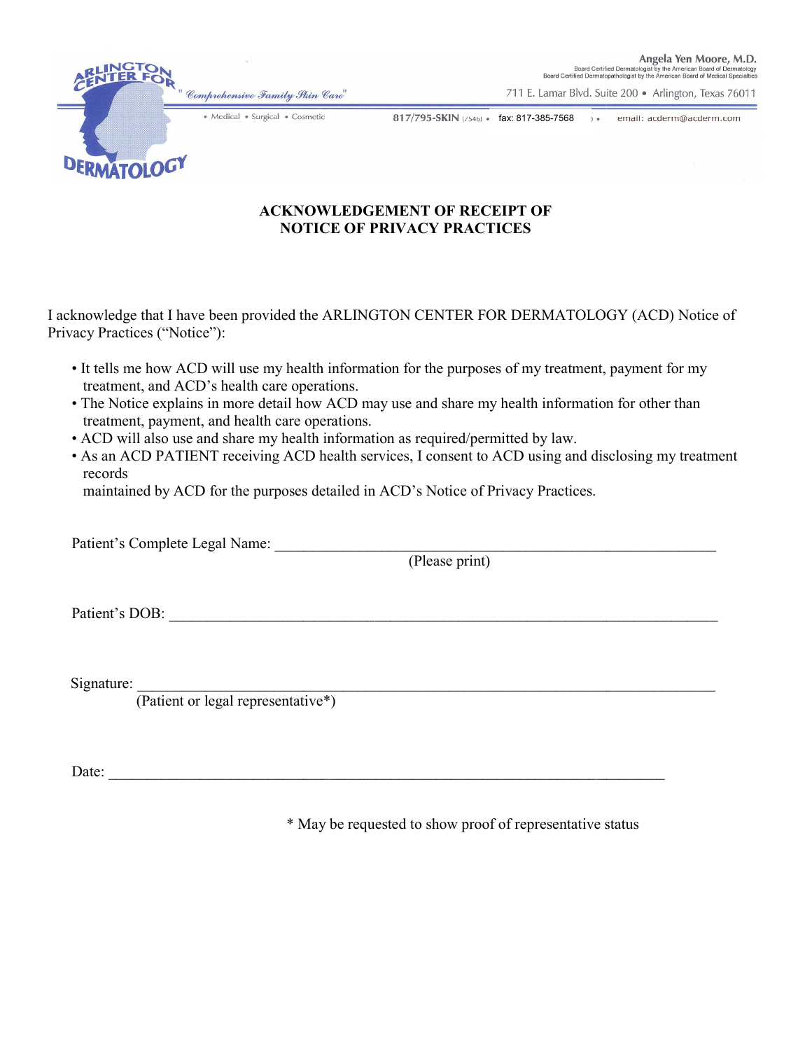ARLINGTON CENTER FOR DERMATOLOGY

" Comprehensive Family Skin Care"

• Medical • Surgical • Cosmetic

Angela Yen Moore, M.D.
Board Certified Dermatologist by the American Board of Dermatology
Board Certified Dermatopathologist by the American Board of Medical Specialties

711 E. Lamar Blvd. Suite 200 • Arlington, Texas 76011

817/795-SKIN (7546) • fax: 817-385-7568 • email: acderm@acderm.com

## ACKNOWLEDGEMENT OF RECEIPT OF NOTICE OF PRIVACY PRACTICES

I acknowledge that I have been provided the ARLINGTON CENTER FOR DERMATOLOGY (ACD) Notice of Privacy Practices ("Notice"):

- It tells me how ACD will use my health information for the purposes of my treatment, payment for my treatment, and ACD's health care operations.
- The Notice explains in more detail how ACD may use and share my health information for other than treatment, payment, and health care operations.
- ACD will also use and share my health information as required/permitted by law.
- As an ACD PATIENT receiving ACD health services, I consent to ACD using and disclosing my treatment records maintained by ACD for the purposes detailed in ACD's Notice of Privacy Practices.

Patient's Complete Legal Name: ___________________________________________________________
(Please print)

Patient's DOB: ___________________________________________________________________________

Signature: _______________________________________________________________________________
(Patient or legal representative*)

Date: ___________________________________________________________________________

\* May be requested to show proof of representative status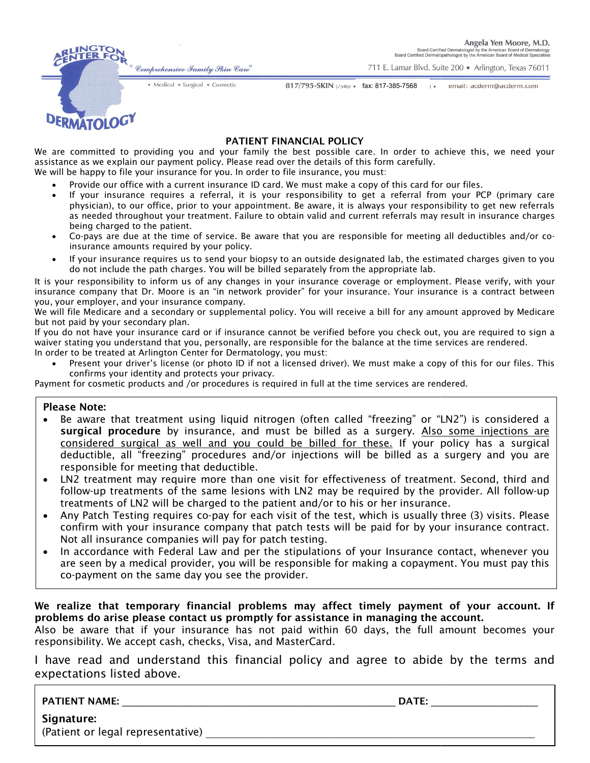ARLINGTON CENTER FOR DERMATOLOGY

" Comprehensive Family Skin Care"

• Medical • Surgical • Cosmetic

Angela Yen Moore, M.D.
Board Certified Dermatologist by the American Board of Dermatology
Board Certified Dermatopathologist by the American Board of Medical Specialties

711 E. Lamar Blvd. Suite 200 • Arlington, Texas 76011

817/795-SKIN (7546) • fax: 817-385-7568 • email: acderm@acderm.com

## PATIENT FINANCIAL POLICY

We are committed to providing you and your family the best possible care. In order to achieve this, we need your assistance as we explain our payment policy. Please read over the details of this form carefully.

We will be happy to file your insurance for you. In order to file insurance, you must:

- Provide our office with a current insurance ID card. We must make a copy of this card for our files.
- If your insurance requires a referral, it is your responsibility to get a referral from your PCP (primary care physician), to our office, prior to your appointment. Be aware, it is always your responsibility to get new referrals as needed throughout your treatment. Failure to obtain valid and current referrals may result in insurance charges being charged to the patient.
- Co-pays are due at the time of service. Be aware that you are responsible for meeting all deductibles and/or co-insurance amounts required by your policy.
- If your insurance requires us to send your biopsy to an outside designated lab, the estimated charges given to you do not include the path charges. You will be billed separately from the appropriate lab.

It is your responsibility to inform us of any changes in your insurance coverage or employment. Please verify, with your insurance company that Dr. Moore is an "in network provider" for your insurance. Your insurance is a contract between you, your employer, and your insurance company.

We will file Medicare and a secondary or supplemental policy. You will receive a bill for any amount approved by Medicare but not paid by your secondary plan.

If you do not have your insurance card or if insurance cannot be verified before you check out, you are required to sign a waiver stating you understand that you, personally, are responsible for the balance at the time services are rendered.

In order to be treated at Arlington Center for Dermatology, you must:

- Present your driver's license (or photo ID if not a licensed driver). We must make a copy of this for our files. This confirms your identity and protects your privacy.

Payment for cosmetic products and /or procedures is required in full at the time services are rendered.

**Please Note:**

- Be aware that treatment using liquid nitrogen (often called "freezing" or "LN2") is considered a **surgical procedure** by insurance, and must be billed as a surgery. Also some injections are considered surgical as well and you could be billed for these. If your policy has a surgical deductible, all "freezing" procedures and/or injections will be billed as a surgery and you are responsible for meeting that deductible.
- LN2 treatment may require more than one visit for effectiveness of treatment. Second, third and follow-up treatments of the same lesions with LN2 may be required by the provider. All follow-up treatments of LN2 will be charged to the patient and/or to his or her insurance.
- Any Patch Testing requires co-pay for each visit of the test, which is usually three (3) visits. Please confirm with your insurance company that patch tests will be paid for by your insurance contract. Not all insurance companies will pay for patch testing.
- In accordance with Federal Law and per the stipulations of your Insurance contact, whenever you are seen by a medical provider, you will be responsible for making a copayment. You must pay this co-payment on the same day you see the provider.

**We realize that temporary financial problems may affect timely payment of your account. If problems do arise please contact us promptly for assistance in managing the account.**

Also be aware that if your insurance has not paid within 60 days, the full amount becomes your responsibility. We accept cash, checks, Visa, and MasterCard.

I have read and understand this financial policy and agree to abide by the terms and expectations listed above.

**PATIENT NAME:** ______________________________ **DATE:** ____________

**Signature:**
(Patient or legal representative) ______________________________